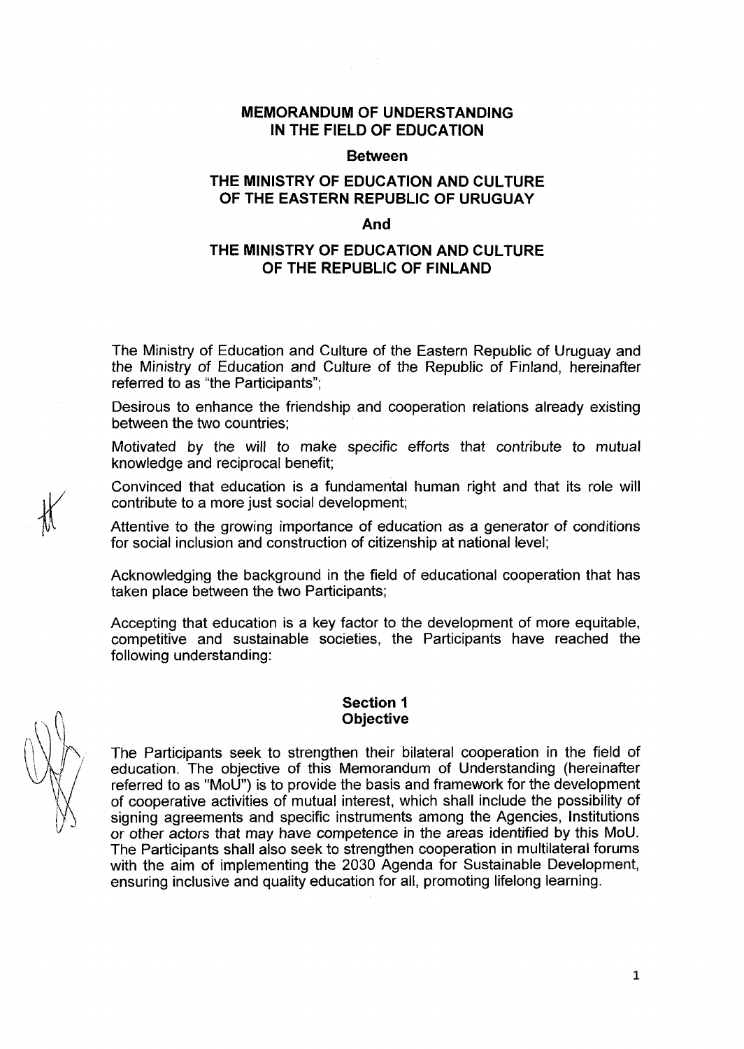# MEMORANDUM OF UNDERSTANDING IN THE FIELD OF EDUCATION

**Between**

**THE MINISTRY OF EDUCATION AND CULTURE OF THE EASTERN REPUBLIC OF URUGUAY**

**And**

**THE MINISTRY OF EDUCATION AND CULTURE OF THE REPUBLIC OF FINLAND**

The Ministry of Education and Culture of the Eastern Republic of Uruguay and the Ministry of Education and Culture of the Republic of Finland, hereinafter referred to as "the Participants";

Desirous to enhance the friendship and cooperation relations already existing between the two countries;

Motivated by the will to make specific efforts that contribute to mutual knowledge and reciprocal benefit;

Convinced that education is a fundamental human right and that its role will contribute to a more just social development;

Attentive to the growing importance of education as a generator of conditions for social inclusion and construction of citizenship at national level;

Acknowledging the background in the field of educational cooperation that has taken place between the two Participants;

Accepting that education is a key factor to the development of more equitable, competitive and sustainable societies, the Participants have reached the following understanding:

## Section 1
## Objective

The Participants seek to strengthen their bilateral cooperation in the field of education. The objective of this Memorandum of Understanding (hereinafter referred to as "MoU") is to provide the basis and framework for the development of cooperative activities of mutual interest, which shall include the possibility of signing agreements and specific instruments among the Agencies, Institutions or other actors that may have competence in the areas identified by this MoU. The Participants shall also seek to strengthen cooperation in multilateral forums with the aim of implementing the 2030 Agenda for Sustainable Development, ensuring inclusive and quality education for all, promoting lifelong learning.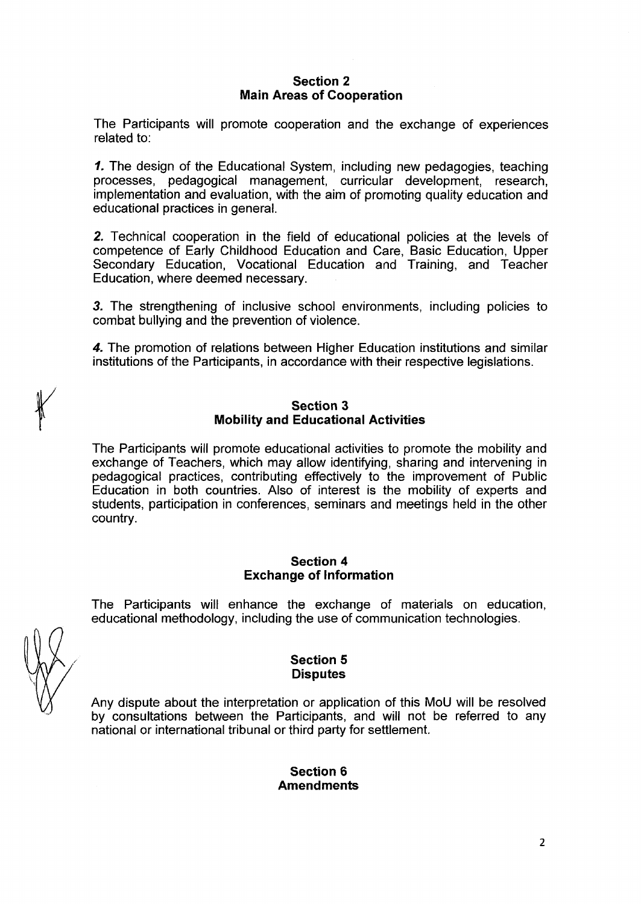## Section 2
## Main Areas of Cooperation

The Participants will promote cooperation and the exchange of experiences related to:

***1.*** The design of the Educational System, including new pedagogies, teaching processes, pedagogical management, curricular development, research, implementation and evaluation, with the aim of promoting quality education and educational practices in general.

***2.*** Technical cooperation in the field of educational policies at the levels of competence of Early Childhood Education and Care, Basic Education, Upper Secondary Education, Vocational Education and Training, and Teacher Education, where deemed necessary.

***3.*** The strengthening of inclusive school environments, including policies to combat bullying and the prevention of violence.

***4.*** The promotion of relations between Higher Education institutions and similar institutions of the Participants, in accordance with their respective legislations.

## Section 3
## Mobility and Educational Activities

The Participants will promote educational activities to promote the mobility and exchange of Teachers, which may allow identifying, sharing and intervening in pedagogical practices, contributing effectively to the improvement of Public Education in both countries. Also of interest is the mobility of experts and students, participation in conferences, seminars and meetings held in the other country.

## Section 4
## Exchange of Information

The Participants will enhance the exchange of materials on education, educational methodology, including the use of communication technologies.

## Section 5
## Disputes

Any dispute about the interpretation or application of this MoU will be resolved by consultations between the Participants, and will not be referred to any national or international tribunal or third party for settlement.

## Section 6
## Amendments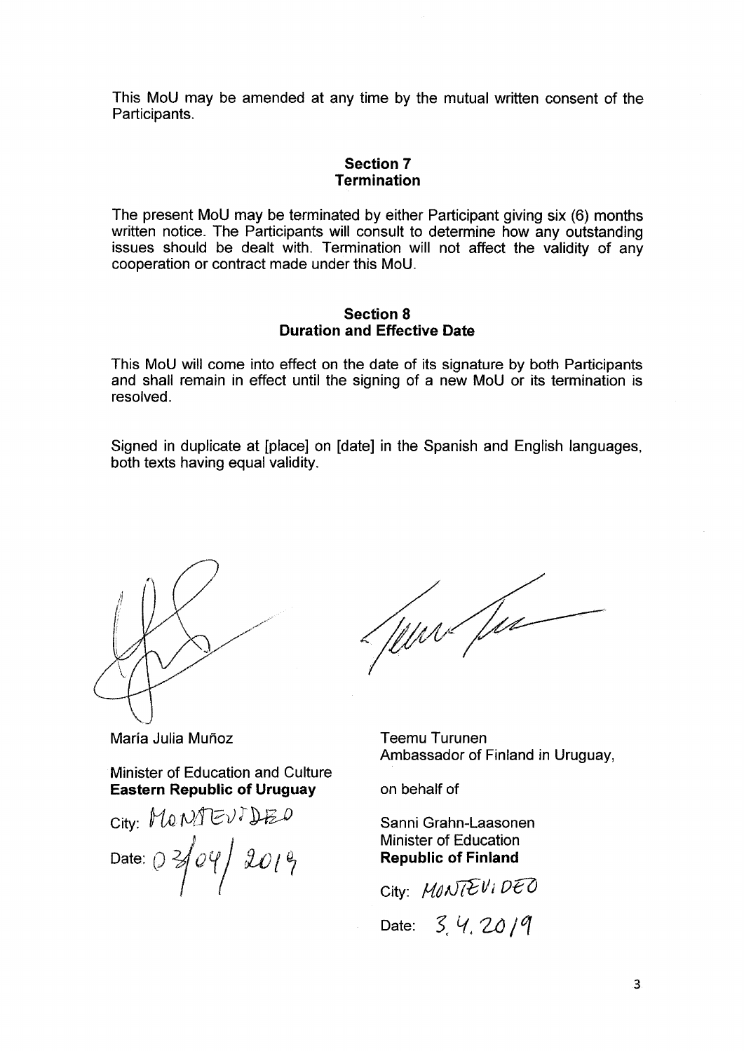This MoU may be amended at any time by the mutual written consent of the Participants.

## Section 7
## Termination

The present MoU may be terminated by either Participant giving six (6) months written notice. The Participants will consult to determine how any outstanding issues should be dealt with. Termination will not affect the validity of any cooperation or contract made under this MoU.

## Section 8
## Duration and Effective Date

This MoU will come into effect on the date of its signature by both Participants and shall remain in effect until the signing of a new MoU or its termination is resolved.

Signed in duplicate at [place] on [date] in the Spanish and English languages, both texts having equal validity.

María Julia Muñoz

Minister of Education and Culture
**Eastern Republic of Uruguay**

City: MONTEVIDEO

Date: 03/04/2019

Teemu Turunen
Ambassador of Finland in Uruguay,

on behalf of

Sanni Grahn-Laasonen
Minister of Education
**Republic of Finland**

City: MONTEVIDEO

Date: 3.4.2019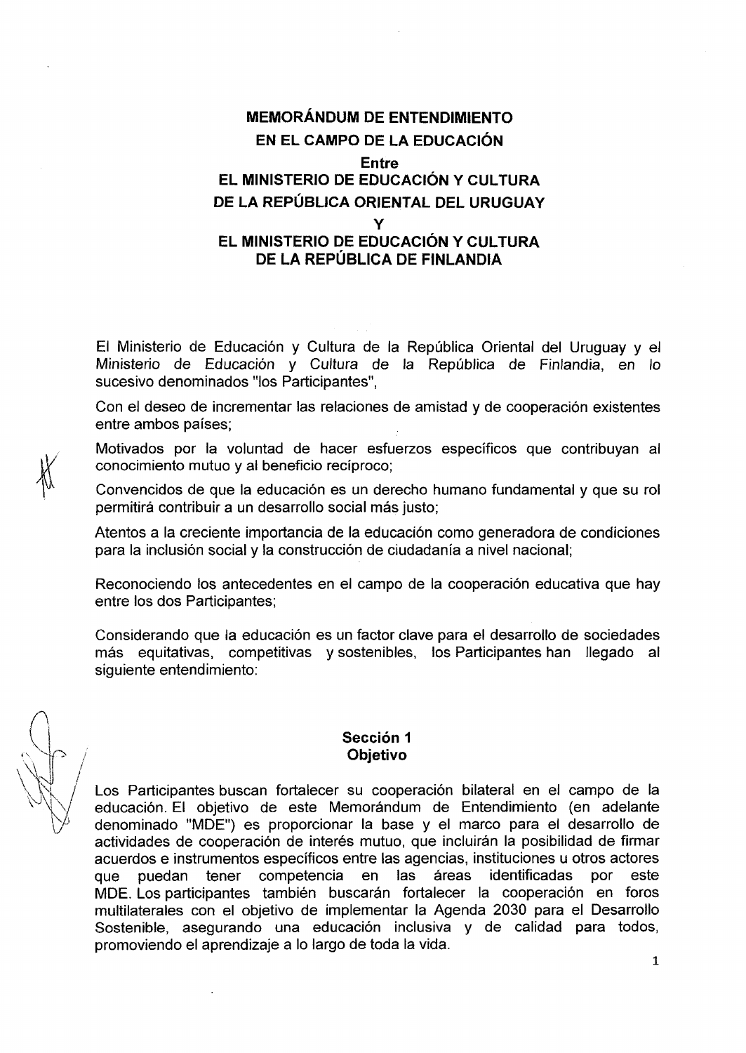**MEMORÁNDUM DE ENTENDIMIENTO**
**EN EL CAMPO DE LA EDUCACIÓN**
**Entre**
**EL MINISTERIO DE EDUCACIÓN Y CULTURA**
**DE LA REPÚBLICA ORIENTAL DEL URUGUAY**
**Y**
**EL MINISTERIO DE EDUCACIÓN Y CULTURA**
**DE LA REPÚBLICA DE FINLANDIA**

El Ministerio de Educación y Cultura de la República Oriental del Uruguay y el Ministerio de Educación y Cultura de la República de Finlandia, en lo sucesivo denominados "los Participantes",

Con el deseo de incrementar las relaciones de amistad y de cooperación existentes entre ambos países;

Motivados por la voluntad de hacer esfuerzos específicos que contribuyan al conocimiento mutuo y al beneficio recíproco;

Convencidos de que la educación es un derecho humano fundamental y que su rol permitirá contribuir a un desarrollo social más justo;

Atentos a la creciente importancia de la educación como generadora de condiciones para la inclusión social y la construcción de ciudadanía a nivel nacional;

Reconociendo los antecedentes en el campo de la cooperación educativa que hay entre los dos Participantes;

Considerando que la educación es un factor clave para el desarrollo de sociedades más equitativas, competitivas y sostenibles, los Participantes han llegado al siguiente entendimiento:

## Sección 1
## Objetivo

Los Participantes buscan fortalecer su cooperación bilateral en el campo de la educación. El objetivo de este Memorándum de Entendimiento (en adelante denominado "MDE") es proporcionar la base y el marco para el desarrollo de actividades de cooperación de interés mutuo, que incluirán la posibilidad de firmar acuerdos e instrumentos específicos entre las agencias, instituciones u otros actores que puedan tener competencia en las áreas identificadas por este MDE. Los participantes también buscarán fortalecer la cooperación en foros multilaterales con el objetivo de implementar la Agenda 2030 para el Desarrollo Sostenible, asegurando una educación inclusiva y de calidad para todos, promoviendo el aprendizaje a lo largo de toda la vida.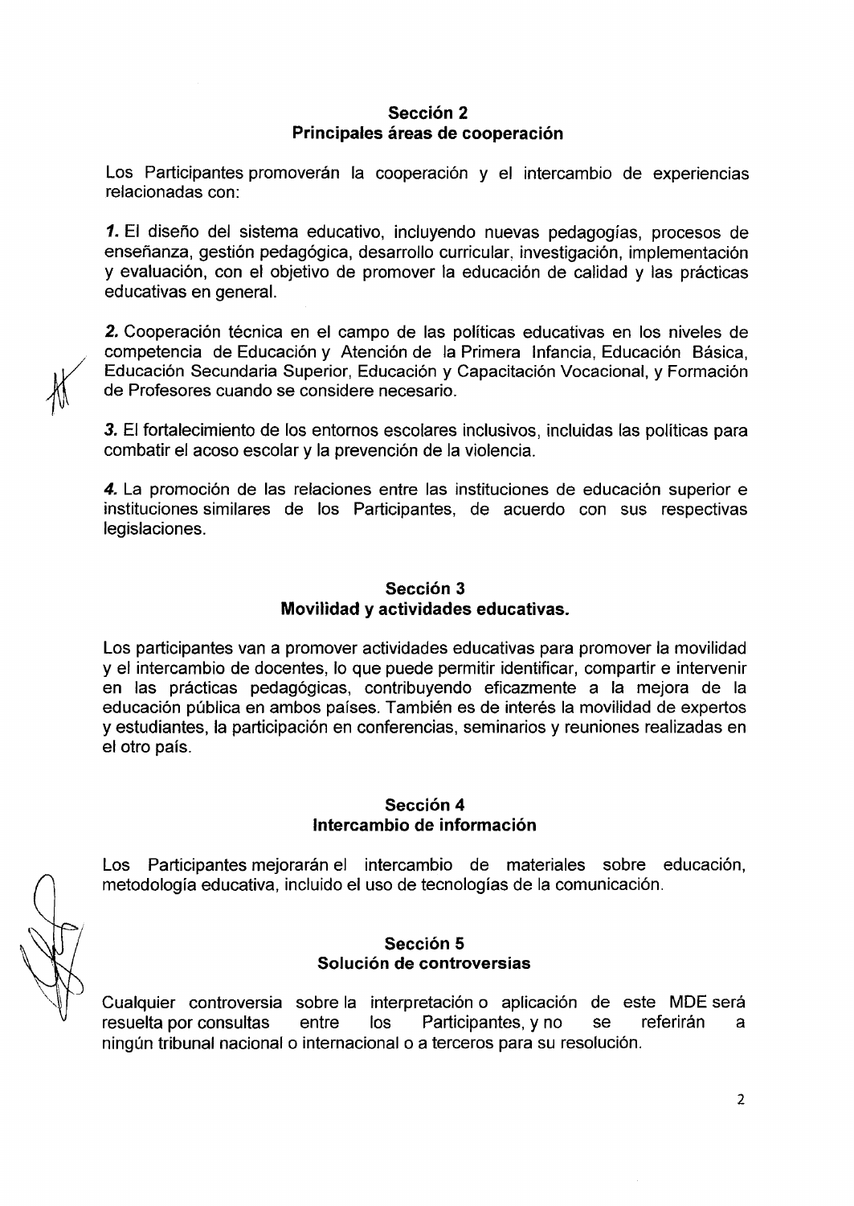## Sección 2
## Principales áreas de cooperación

Los Participantes promoverán la cooperación y el intercambio de experiencias relacionadas con:

***1.*** El diseño del sistema educativo, incluyendo nuevas pedagogías, procesos de enseñanza, gestión pedagógica, desarrollo curricular, investigación, implementación y evaluación, con el objetivo de promover la educación de calidad y las prácticas educativas en general.

***2.*** Cooperación técnica en el campo de las políticas educativas en los niveles de competencia de Educación y Atención de la Primera Infancia, Educación Básica, Educación Secundaria Superior, Educación y Capacitación Vocacional, y Formación de Profesores cuando se considere necesario.

***3.*** El fortalecimiento de los entornos escolares inclusivos, incluidas las políticas para combatir el acoso escolar y la prevención de la violencia.

***4.*** La promoción de las relaciones entre las instituciones de educación superior e instituciones similares de los Participantes, de acuerdo con sus respectivas legislaciones.

## Sección 3
## Movilidad y actividades educativas.

Los participantes van a promover actividades educativas para promover la movilidad y el intercambio de docentes, lo que puede permitir identificar, compartir e intervenir en las prácticas pedagógicas, contribuyendo eficazmente a la mejora de la educación pública en ambos países. También es de interés la movilidad de expertos y estudiantes, la participación en conferencias, seminarios y reuniones realizadas en el otro país.

## Sección 4
## Intercambio de información

Los Participantes mejorarán el intercambio de materiales sobre educación, metodología educativa, incluido el uso de tecnologías de la comunicación.

## Sección 5
## Solución de controversias

Cualquier controversia sobre la interpretación o aplicación de este MDE será resuelta por consultas entre los Participantes, y no se referirán a ningún tribunal nacional o internacional o a terceros para su resolución.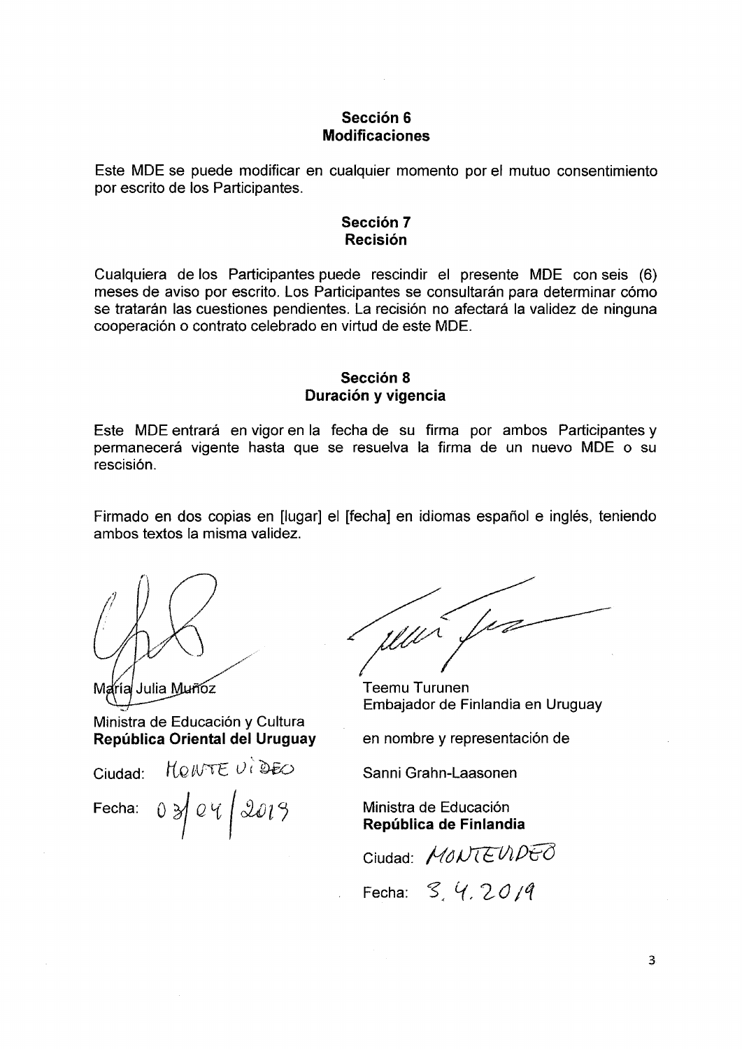## Sección 6
## Modificaciones

Este MDE se puede modificar en cualquier momento por el mutuo consentimiento por escrito de los Participantes.

## Sección 7
## Recisión

Cualquiera de los Participantes puede rescindir el presente MDE con seis (6) meses de aviso por escrito. Los Participantes se consultarán para determinar cómo se tratarán las cuestiones pendientes. La recisión no afectará la validez de ninguna cooperación o contrato celebrado en virtud de este MDE.

## Sección 8
## Duración y vigencia

Este MDE entrará en vigor en la fecha de su firma por ambos Participantes y permanecerá vigente hasta que se resuelva la firma de un nuevo MDE o su rescisión.

Firmado en dos copias en [lugar] el [fecha] en idiomas español e inglés, teniendo ambos textos la misma validez.

María Julia Muñoz

Ministra de Educación y Cultura
**República Oriental del Uruguay**

Ciudad: MONTEVIDEO

Fecha: 03/04/2019

Teemu Turunen
Embajador de Finlandia en Uruguay

en nombre y representación de

Sanni Grahn-Laasonen

Ministra de Educación
**República de Finlandia**

Ciudad: MONTEVIDEO

Fecha: 3.4.2019